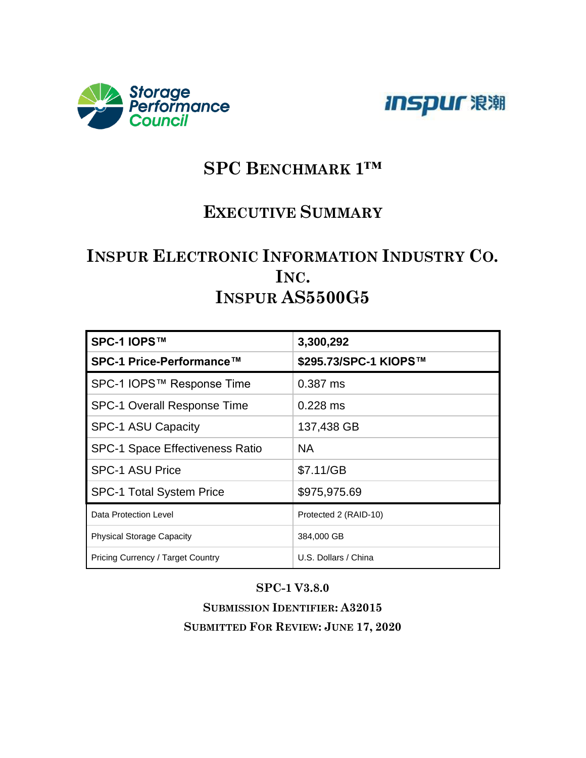# SPC Benchmark 1™

# Executive Summary

# Inspur Electronic Information Industry Co. Inc.
# Inspur AS5500G5

| SPC-1 IOPS™ | 3,300,292 |
|---|---|
| **SPC-1 Price-Performance™** | **$295.73/SPC-1 KIOPS™** |
| SPC-1 IOPS™ Response Time | 0.387 ms |
| SPC-1 Overall Response Time | 0.228 ms |
| SPC-1 ASU Capacity | 137,438 GB |
| SPC-1 Space Effectiveness Ratio | NA |
| SPC-1 ASU Price | $7.11/GB |
| SPC-1 Total System Price | $975,975.69 |
| Data Protection Level | Protected 2 (RAID-10) |
| Physical Storage Capacity | 384,000 GB |
| Pricing Currency / Target Country | U.S. Dollars / China |

**SPC-1 V3.8.0**

**Submission Identifier: A32015**

**Submitted For Review: June 17, 2020**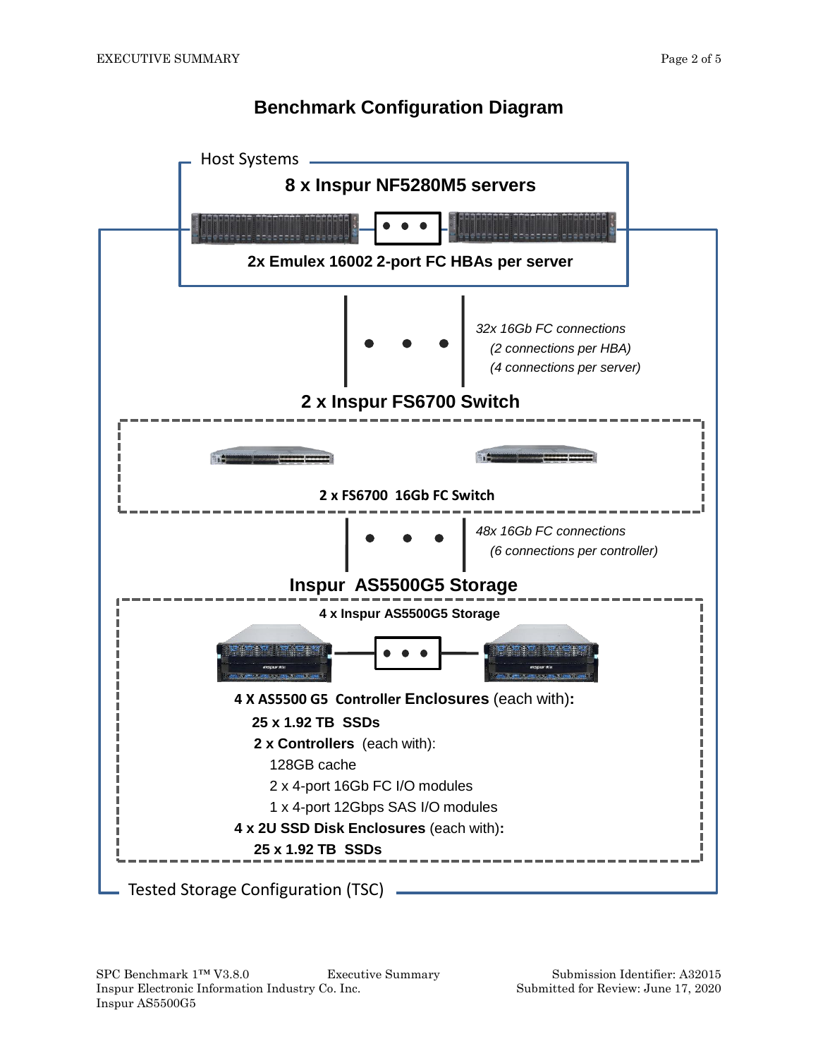## Benchmark Configuration Diagram

Host Systems

**8 x Inspur NF5280M5 servers**

**2x Emulex 16002 2-port FC HBAs per server**

*32x 16Gb FC connections*
*(2 connections per HBA)*
*(4 connections per server)*

**2 x Inspur FS6700 Switch**

**2 x FS6700 16Gb FC Switch**

*48x 16Gb FC connections*
*(6 connections per controller)*

**Inspur AS5500G5 Storage**

**4 x Inspur AS5500G5 Storage**

**4 X AS5500 G5 Controller Enclosures** (each with)**:**

- **25 x 1.92 TB SSDs**
- **2 x Controllers** (each with):
  - 128GB cache
  - 2 x 4-port 16Gb FC I/O modules
  - 1 x 4-port 12Gbps SAS I/O modules

**4 x 2U SSD Disk Enclosures** (each with)**:**

- **25 x 1.92 TB SSDs**

Tested Storage Configuration (TSC)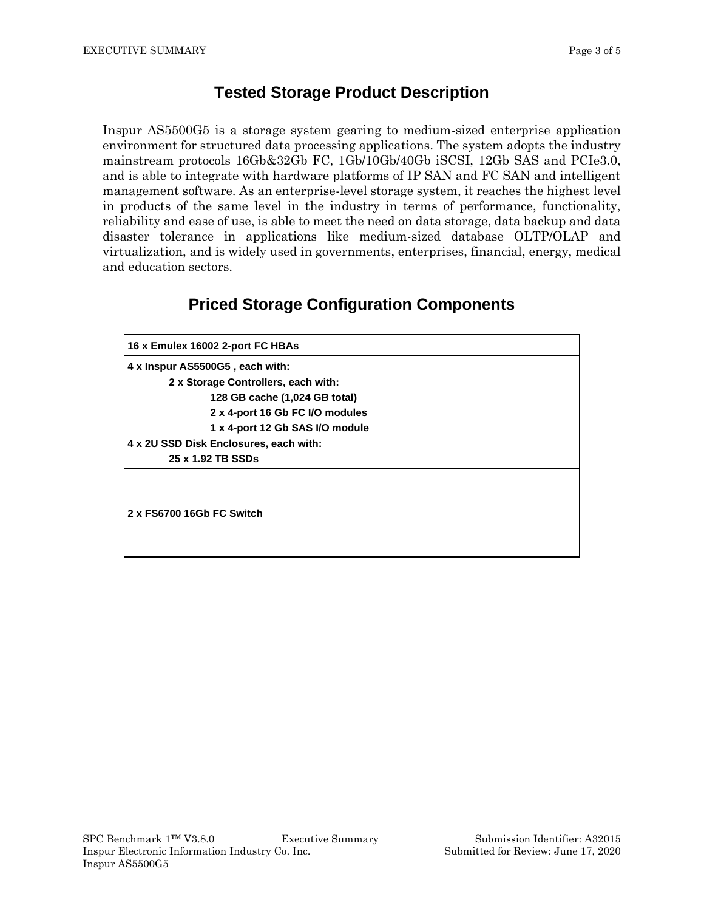## Tested Storage Product Description

Inspur AS5500G5 is a storage system gearing to medium-sized enterprise application environment for structured data processing applications. The system adopts the industry mainstream protocols 16Gb&32Gb FC, 1Gb/10Gb/40Gb iSCSI, 12Gb SAS and PCIe3.0, and is able to integrate with hardware platforms of IP SAN and FC SAN and intelligent management software. As an enterprise-level storage system, it reaches the highest level in products of the same level in the industry in terms of performance, functionality, reliability and ease of use, is able to meet the need on data storage, data backup and data disaster tolerance in applications like medium-sized database OLTP/OLAP and virtualization, and is widely used in governments, enterprises, financial, energy, medical and education sectors.

## Priced Storage Configuration Components

| **16 x Emulex 16002 2-port FC HBAs** |
|---|
| **4 x Inspur AS5500G5 , each with:**<br>**2 x Storage Controllers, each with:**<br>**128 GB cache (1,024 GB total)**<br>**2 x 4-port 16 Gb FC I/O modules**<br>**1 x 4-port 12 Gb SAS I/O module**<br>**4 x 2U SSD Disk Enclosures, each with:**<br>**25 x 1.92 TB SSDs** |
| **2 x FS6700 16Gb FC Switch** |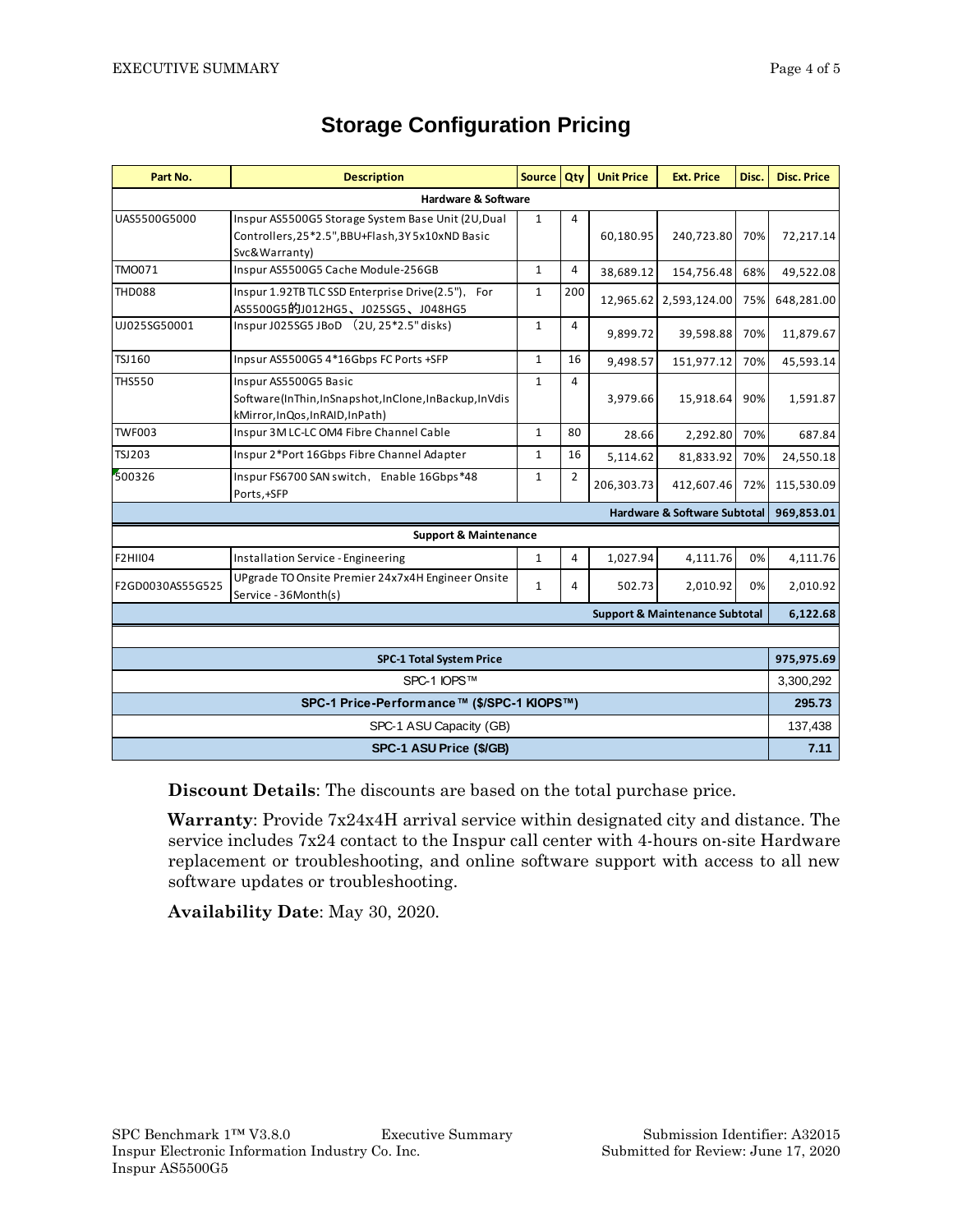## Storage Configuration Pricing

| Part No. | Description | Source | Qty | Unit Price | Ext. Price | Disc. | Disc. Price |
|---|---|---|---|---|---|---|---|
| **Hardware & Software** | | | | | | | |
| UAS5500G5000 | Inspur AS5500G5 Storage System Base Unit (2U,Dual Controllers,25*2.5",BBU+Flash,3Y 5x10xND Basic Svc&Warranty) | 1 | 4 | 60,180.95 | 240,723.80 | 70% | 72,217.14 |
| TMO071 | Inspur AS5500G5 Cache Module-256GB | 1 | 4 | 38,689.12 | 154,756.48 | 68% | 49,522.08 |
| THD088 | Inspur 1.92TB TLC SSD Enterprise Drive(2.5"), For AS5500G5的J012HG5、J025SG5、J048HG5 | 1 | 200 | 12,965.62 | 2,593,124.00 | 75% | 648,281.00 |
| UJ025SG50001 | Inspur J025SG5 JBoD （2U, 25*2.5" disks) | 1 | 4 | 9,899.72 | 39,598.88 | 70% | 11,879.67 |
| TSJ160 | Inpsur AS5500G5 4*16Gbps FC Ports +SFP | 1 | 16 | 9,498.57 | 151,977.12 | 70% | 45,593.14 |
| THS550 | Inspur AS5500G5 Basic Software(InThin,InSnapshot,InClone,InBackup,InVdiskMirror,InQos,InRAID,InPath) | 1 | 4 | 3,979.66 | 15,918.64 | 90% | 1,591.87 |
| TWF003 | Inspur 3M LC-LC OM4 Fibre Channel Cable | 1 | 80 | 28.66 | 2,292.80 | 70% | 687.84 |
| TSJ203 | Inspur 2*Port 16Gbps Fibre Channel Adapter | 1 | 16 | 5,114.62 | 81,833.92 | 70% | 24,550.18 |
| 500326 | Inspur FS6700 SAN switch, Enable 16Gbps*48 Ports,+SFP | 1 | 2 | 206,303.73 | 412,607.46 | 72% | 115,530.09 |
| | | | | | **Hardware & Software Subtotal** | | **969,853.01** |
| **Support & Maintenance** | | | | | | | |
| F2HII04 | Installation Service - Engineering | 1 | 4 | 1,027.94 | 4,111.76 | 0% | 4,111.76 |
| F2GD0030AS55G525 | UPgrade TO Onsite Premier 24x7x4H Engineer Onsite Service - 36Month(s) | 1 | 4 | 502.73 | 2,010.92 | 0% | 2,010.92 |
| | | | | | **Support & Maintenance Subtotal** | | **6,122.68** |
| **SPC-1 Total System Price** | | | | | | | **975,975.69** |
| SPC-1 IOPS™ | | | | | | | 3,300,292 |
| **SPC-1 Price-Performance™ ($/SPC-1 KIOPS™)** | | | | | | | **295.73** |
| SPC-1 ASU Capacity (GB) | | | | | | | 137,438 |
| **SPC-1 ASU Price ($/GB)** | | | | | | | **7.11** |

**Discount Details**: The discounts are based on the total purchase price.

**Warranty**: Provide 7x24x4H arrival service within designated city and distance. The service includes 7x24 contact to the Inspur call center with 4-hours on-site Hardware replacement or troubleshooting, and online software support with access to all new software updates or troubleshooting.

**Availability Date**: May 30, 2020.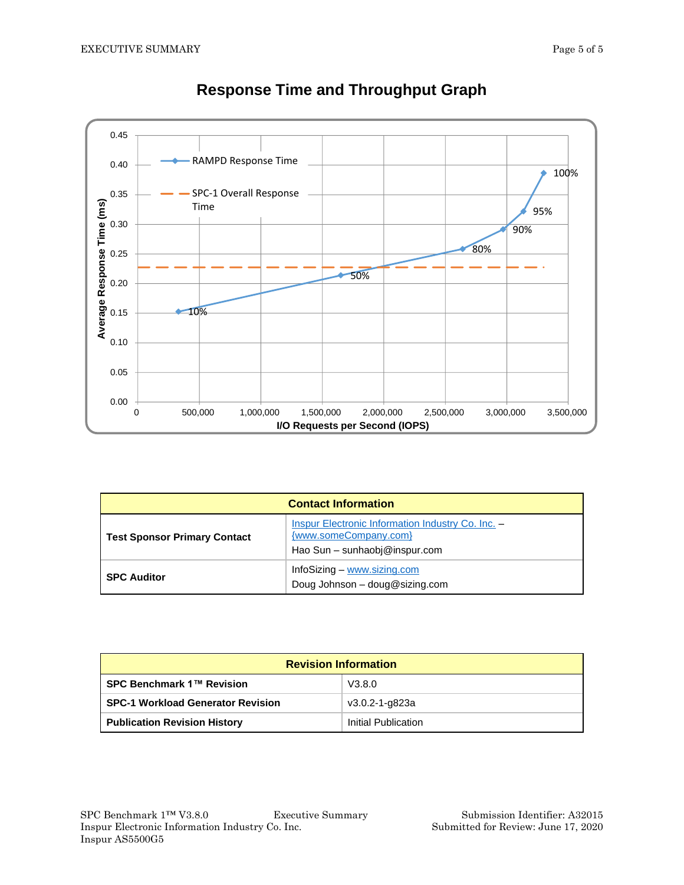## Response Time and Throughput Graph

Average Response Time (ms)

0.45
0.40
0.35
0.30
0.25
0.20
0.15
0.10
0.05
0.00

RAMPD Response Time

SPC-1 Overall Response Time

10%
50%
80%
90%
95%
100%

0
500,000
1,000,000
1,500,000
2,000,000
2,500,000
3,000,000
3,500,000

I/O Requests per Second (IOPS)

| Contact Information | |
|---|---|
| **Test Sponsor Primary Contact** | Inspur Electronic Information Industry Co. Inc. – {www.someCompany.com}<br>Hao Sun – sunhaobj@inspur.com |
| **SPC Auditor** | InfoSizing – www.sizing.com<br>Doug Johnson – doug@sizing.com |

| Revision Information | |
|---|---|
| **SPC Benchmark 1™ Revision** | V3.8.0 |
| **SPC-1 Workload Generator Revision** | v3.0.2-1-g823a |
| **Publication Revision History** | Initial Publication |